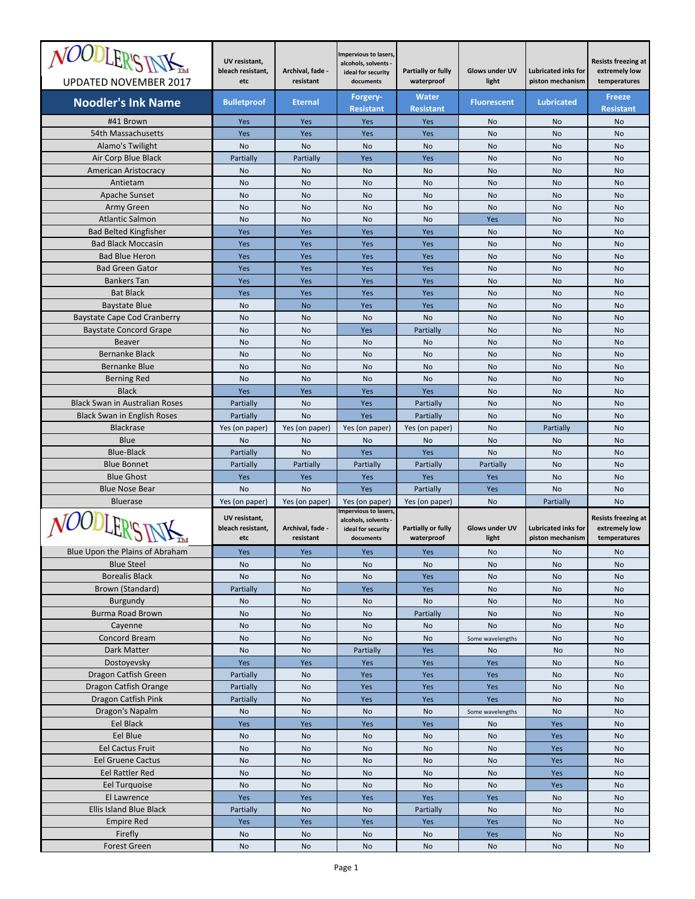# NOODLER'S INK™

UPDATED NOVEMBER 2017

| Noodler's Ink Name | Bulletproof | Eternal | Forgery-Resistant | Water Resistant | Fluorescent | Lubricated | Freeze Resistant |
|---|---|---|---|---|---|---|---|
| | UV resistant, bleach resistant, etc | Archival, fade - resistant | Impervious to lasers, alcohols, solvents - ideal for security documents | Partially or fully waterproof | Glows under UV light | Lubricated inks for piston mechanism | Resists freezing at extremely low temperatures |
| #41 Brown | Yes | Yes | Yes | Yes | No | No | No |
| 54th Massachusetts | Yes | Yes | Yes | Yes | No | No | No |
| Alamo's Twilight | No | No | No | No | No | No | No |
| Air Corp Blue Black | Partially | Partially | Yes | Yes | No | No | No |
| American Aristocracy | No | No | No | No | No | No | No |
| Antietam | No | No | No | No | No | No | No |
| Apache Sunset | No | No | No | No | No | No | No |
| Army Green | No | No | No | No | No | No | No |
| Atlantic Salmon | No | No | No | No | Yes | No | No |
| Bad Belted Kingfisher | Yes | Yes | Yes | Yes | No | No | No |
| Bad Black Moccasin | Yes | Yes | Yes | Yes | No | No | No |
| Bad Blue Heron | Yes | Yes | Yes | Yes | No | No | No |
| Bad Green Gator | Yes | Yes | Yes | Yes | No | No | No |
| Bankers Tan | Yes | Yes | Yes | Yes | No | No | No |
| Bat Black | Yes | Yes | Yes | Yes | No | No | No |
| Baystate Blue | No | No | Yes | Yes | No | No | No |
| Baystate Cape Cod Cranberry | No | No | No | No | No | No | No |
| Baystate Concord Grape | No | No | Yes | Partially | No | No | No |
| Beaver | No | No | No | No | No | No | No |
| Bernanke Black | No | No | No | No | No | No | No |
| Bernanke Blue | No | No | No | No | No | No | No |
| Berning Red | No | No | No | No | No | No | No |
| Black | Yes | Yes | Yes | Yes | No | No | No |
| Black Swan in Australian Roses | Partially | No | Yes | Partially | No | No | No |
| Black Swan in English Roses | Partially | No | Yes | Partially | No | No | No |
| Blackrase | Yes (on paper) | Yes (on paper) | Yes (on paper) | Yes (on paper) | No | Partially | No |
| Blue | No | No | No | No | No | No | No |
| Blue-Black | Partially | No | Yes | Yes | No | No | No |
| Blue Bonnet | Partially | Partially | Partially | Partially | Partially | No | No |
| Blue Ghost | Yes | Yes | Yes | Yes | Yes | No | No |
| Blue Nose Bear | No | No | Yes | Partially | Yes | No | No |
| Bluerase | Yes (on paper) | Yes (on paper) | Yes (on paper) | Yes (on paper) | No | Partially | No |
| Blue Upon the Plains of Abraham | Yes | Yes | Yes | Yes | No | No | No |
| Blue Steel | No | No | No | No | No | No | No |
| Borealis Black | No | No | No | Yes | No | No | No |
| Brown (Standard) | Partially | No | Yes | Yes | No | No | No |
| Burgundy | No | No | No | No | No | No | No |
| Burma Road Brown | No | No | No | Partially | No | No | No |
| Cayenne | No | No | No | No | No | No | No |
| Concord Bream | No | No | No | No | Some wavelengths | No | No |
| Dark Matter | No | No | Partially | Yes | No | No | No |
| Dostoyevsky | Yes | Yes | Yes | Yes | Yes | No | No |
| Dragon Catfish Green | Partially | No | Yes | Yes | Yes | No | No |
| Dragon Catfish Orange | Partially | No | Yes | Yes | Yes | No | No |
| Dragon Catfish Pink | Partially | No | Yes | Yes | Yes | No | No |
| Dragon's Napalm | No | No | No | No | Some wavelengths | No | No |
| Eel Black | Yes | Yes | Yes | Yes | No | Yes | No |
| Eel Blue | No | No | No | No | No | Yes | No |
| Eel Cactus Fruit | No | No | No | No | No | Yes | No |
| Eel Gruene Cactus | No | No | No | No | No | Yes | No |
| Eel Rattler Red | No | No | No | No | No | Yes | No |
| Eel Turquoise | No | No | No | No | No | Yes | No |
| El Lawrence | Yes | Yes | Yes | Yes | Yes | No | No |
| Ellis Island Blue Black | Partially | No | No | Partially | No | No | No |
| Empire Red | Yes | Yes | Yes | Yes | Yes | No | No |
| Firefly | No | No | No | No | Yes | No | No |
| Forest Green | No | No | No | No | No | No | No |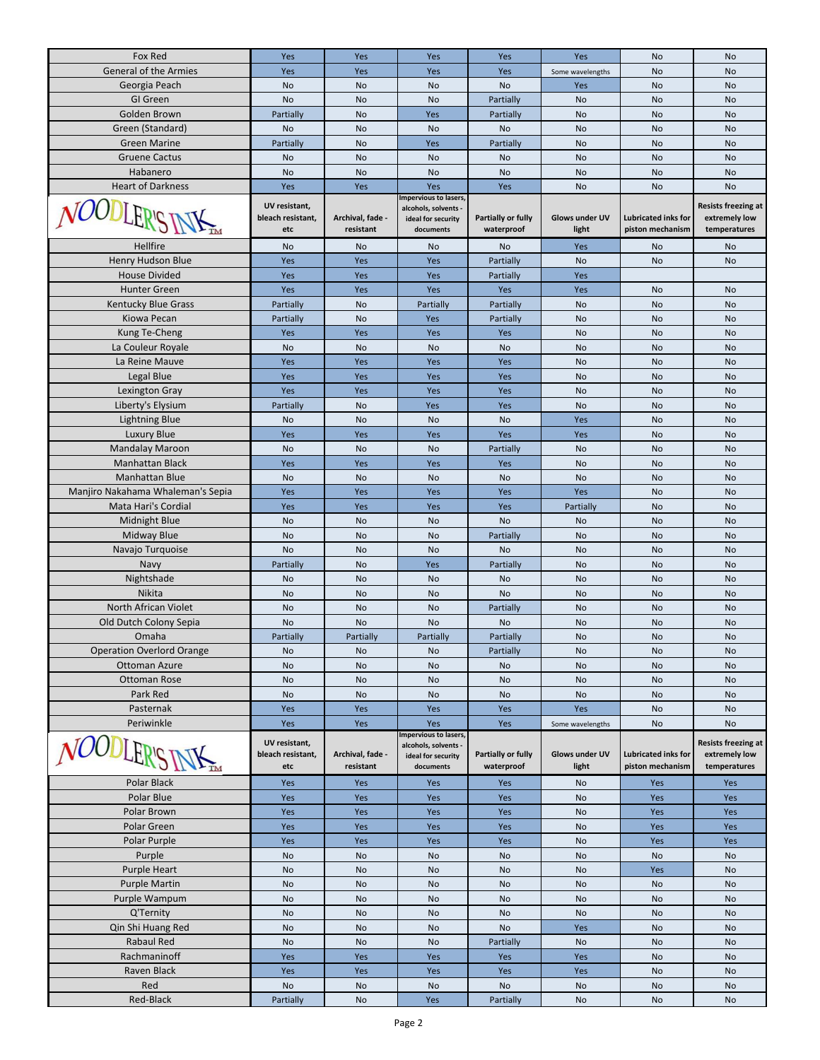| Fox Red | Yes | Yes | Yes | Yes | Yes | No | No |
|---|---|---|---|---|---|---|---|
| General of the Armies | Yes | Yes | Yes | Yes | Some wavelengths | No | No |
| Georgia Peach | No | No | No | No | Yes | No | No |
| GI Green | No | No | No | Partially | No | No | No |
| Golden Brown | Partially | No | Yes | Partially | No | No | No |
| Green (Standard) | No | No | No | No | No | No | No |
| Green Marine | Partially | No | Yes | Partially | No | No | No |
| Gruene Cactus | No | No | No | No | No | No | No |
| Habanero | No | No | No | No | No | No | No |
| Heart of Darkness | Yes | Yes | Yes | Yes | No | No | No |
| NOODLER'S INK™ | UV resistant, bleach resistant, etc | Archival, fade - resistant | Impervious to lasers, alcohols, solvents - ideal for security documents | Partially or fully waterproof | Glows under UV light | Lubricated inks for piston mechanism | Resists freezing at extremely low temperatures |
| Hellfire | No | No | No | No | Yes | No | No |
| Henry Hudson Blue | Yes | Yes | Yes | Partially | No | No | No |
| House Divided | Yes | Yes | Yes | Partially | Yes | | |
| Hunter Green | Yes | Yes | Yes | Yes | Yes | No | No |
| Kentucky Blue Grass | Partially | No | Partially | Partially | No | No | No |
| Kiowa Pecan | Partially | No | Yes | Partially | No | No | No |
| Kung Te-Cheng | Yes | Yes | Yes | Yes | No | No | No |
| La Couleur Royale | No | No | No | No | No | No | No |
| La Reine Mauve | Yes | Yes | Yes | Yes | No | No | No |
| Legal Blue | Yes | Yes | Yes | Yes | No | No | No |
| Lexington Gray | Yes | Yes | Yes | Yes | No | No | No |
| Liberty's Elysium | Partially | No | Yes | Yes | No | No | No |
| Lightning Blue | No | No | No | No | Yes | No | No |
| Luxury Blue | Yes | Yes | Yes | Yes | Yes | No | No |
| Mandalay Maroon | No | No | No | Partially | No | No | No |
| Manhattan Black | Yes | Yes | Yes | Yes | No | No | No |
| Manhattan Blue | No | No | No | No | No | No | No |
| Manjiro Nakahama Whaleman's Sepia | Yes | Yes | Yes | Yes | Yes | No | No |
| Mata Hari's Cordial | Yes | Yes | Yes | Yes | Partially | No | No |
| Midnight Blue | No | No | No | No | No | No | No |
| Midway Blue | No | No | No | Partially | No | No | No |
| Navajo Turquoise | No | No | No | No | No | No | No |
| Navy | Partially | No | Yes | Partially | No | No | No |
| Nightshade | No | No | No | No | No | No | No |
| Nikita | No | No | No | No | No | No | No |
| North African Violet | No | No | No | Partially | No | No | No |
| Old Dutch Colony Sepia | No | No | No | No | No | No | No |
| Omaha | Partially | Partially | Partially | Partially | No | No | No |
| Operation Overlord Orange | No | No | No | Partially | No | No | No |
| Ottoman Azure | No | No | No | No | No | No | No |
| Ottoman Rose | No | No | No | No | No | No | No |
| Park Red | No | No | No | No | No | No | No |
| Pasternak | Yes | Yes | Yes | Yes | Yes | No | No |
| Periwinkle | Yes | Yes | Yes | Yes | Some wavelengths | No | No |
| NOODLER'S INK™ | UV resistant, bleach resistant, etc | Archival, fade - resistant | Impervious to lasers, alcohols, solvents - ideal for security documents | Partially or fully waterproof | Glows under UV light | Lubricated inks for piston mechanism | Resists freezing at extremely low temperatures |
| Polar Black | Yes | Yes | Yes | Yes | No | Yes | Yes |
| Polar Blue | Yes | Yes | Yes | Yes | No | Yes | Yes |
| Polar Brown | Yes | Yes | Yes | Yes | No | Yes | Yes |
| Polar Green | Yes | Yes | Yes | Yes | No | Yes | Yes |
| Polar Purple | Yes | Yes | Yes | Yes | No | Yes | Yes |
| Purple | No | No | No | No | No | No | No |
| Purple Heart | No | No | No | No | No | Yes | No |
| Purple Martin | No | No | No | No | No | No | No |
| Purple Wampum | No | No | No | No | No | No | No |
| Q'Ternity | No | No | No | No | No | No | No |
| Qin Shi Huang Red | No | No | No | No | Yes | No | No |
| Rabaul Red | No | No | No | Partially | No | No | No |
| Rachmaninoff | Yes | Yes | Yes | Yes | Yes | No | No |
| Raven Black | Yes | Yes | Yes | Yes | Yes | No | No |
| Red | No | No | No | No | No | No | No |
| Red-Black | Partially | No | Yes | Partially | No | No | No |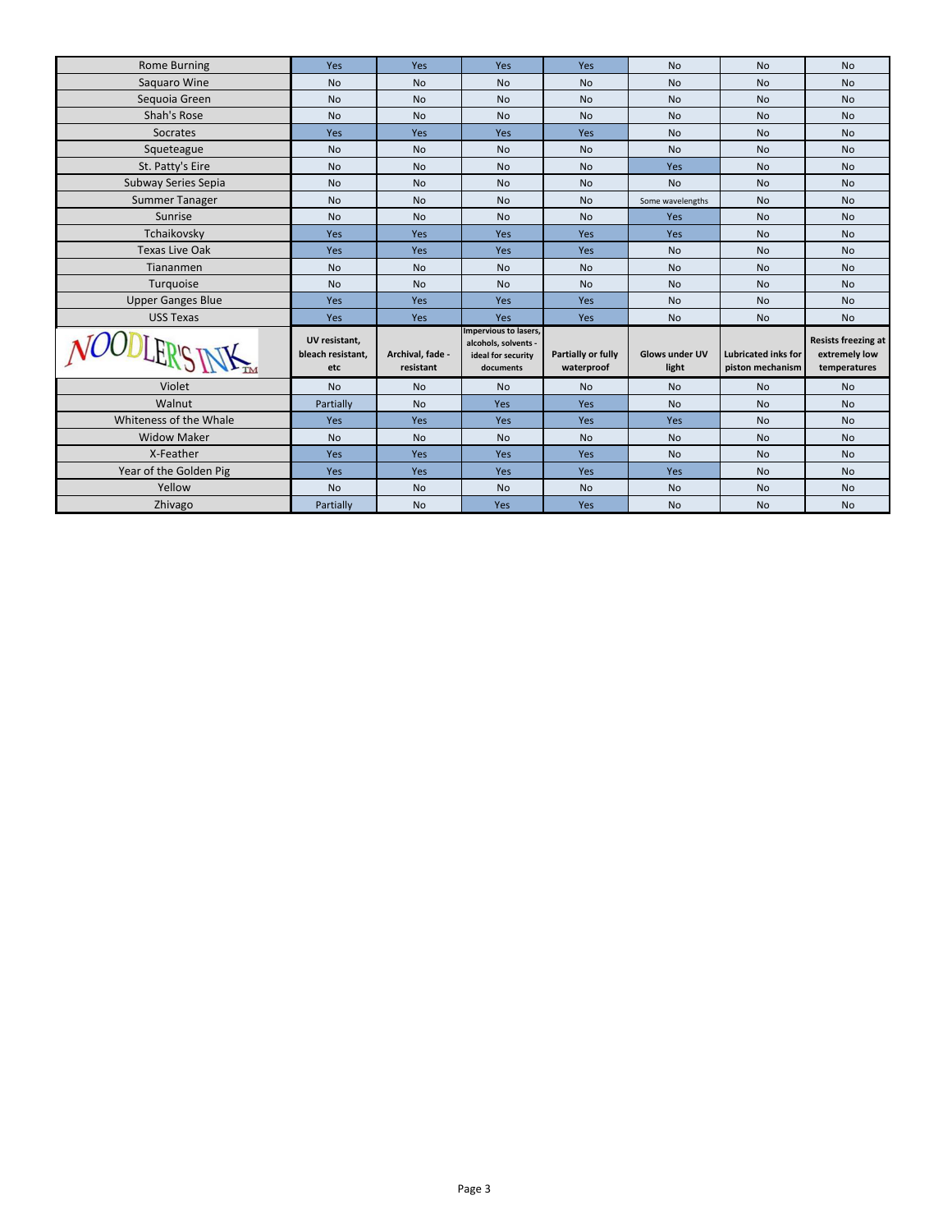| | | | | | | | |
|---|---|---|---|---|---|---|---|
| Rome Burning | Yes | Yes | Yes | Yes | No | No | No |
| Saquaro Wine | No | No | No | No | No | No | No |
| Sequoia Green | No | No | No | No | No | No | No |
| Shah's Rose | No | No | No | No | No | No | No |
| Socrates | Yes | Yes | Yes | Yes | No | No | No |
| Squeteague | No | No | No | No | No | No | No |
| St. Patty's Eire | No | No | No | No | Yes | No | No |
| Subway Series Sepia | No | No | No | No | No | No | No |
| Summer Tanager | No | No | No | No | Some wavelengths | No | No |
| Sunrise | No | No | No | No | Yes | No | No |
| Tchaikovsky | Yes | Yes | Yes | Yes | Yes | No | No |
| Texas Live Oak | Yes | Yes | Yes | Yes | No | No | No |
| Tiananmen | No | No | No | No | No | No | No |
| Turquoise | No | No | No | No | No | No | No |
| Upper Ganges Blue | Yes | Yes | Yes | Yes | No | No | No |
| USS Texas | Yes | Yes | Yes | Yes | No | No | No |
| NOODLER'S INK™ | **UV resistant, bleach resistant, etc** | **Archival, fade - resistant** | **Impervious to lasers, alcohols, solvents - ideal for security documents** | **Partially or fully waterproof** | **Glows under UV light** | **Lubricated inks for piston mechanism** | **Resists freezing at extremely low temperatures** |
| Violet | No | No | No | No | No | No | No |
| Walnut | Partially | No | Yes | Yes | No | No | No |
| Whiteness of the Whale | Yes | Yes | Yes | Yes | Yes | No | No |
| Widow Maker | No | No | No | No | No | No | No |
| X-Feather | Yes | Yes | Yes | Yes | No | No | No |
| Year of the Golden Pig | Yes | Yes | Yes | Yes | Yes | No | No |
| Yellow | No | No | No | No | No | No | No |
| Zhivago | Partially | No | Yes | Yes | No | No | No |